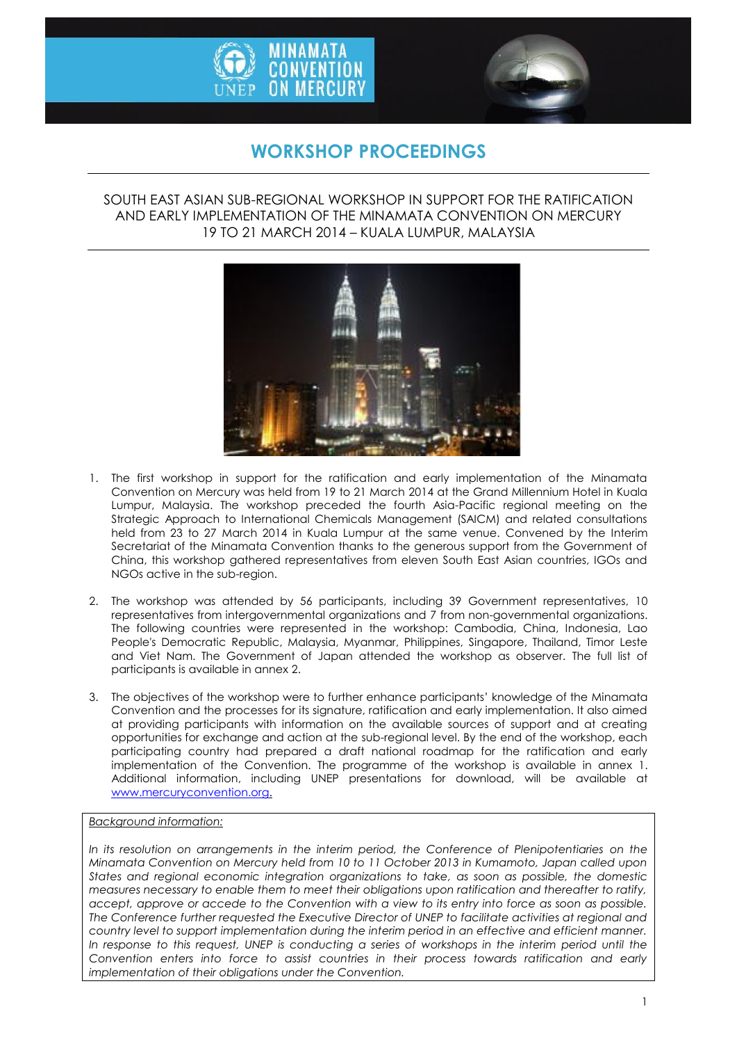# WORKSHOP PROCEEDINGS

SOUTH EAST ASIAN SUB-REGIONAL WORKSHOP IN SUPPORT FOR THE RATIFICATION AND EARLY IMPLEMENTATION OF THE MINAMATA CONVENTION ON MERCURY
19 TO 21 MARCH 2014 – KUALA LUMPUR, MALAYSIA

1. The first workshop in support for the ratification and early implementation of the Minamata Convention on Mercury was held from 19 to 21 March 2014 at the Grand Millennium Hotel in Kuala Lumpur, Malaysia. The workshop preceded the fourth Asia-Pacific regional meeting on the Strategic Approach to International Chemicals Management (SAICM) and related consultations held from 23 to 27 March 2014 in Kuala Lumpur at the same venue. Convened by the Interim Secretariat of the Minamata Convention thanks to the generous support from the Government of China, this workshop gathered representatives from eleven South East Asian countries, IGOs and NGOs active in the sub-region.

2. The workshop was attended by 56 participants, including 39 Government representatives, 10 representatives from intergovernmental organizations and 7 from non-governmental organizations. The following countries were represented in the workshop: Cambodia, China, Indonesia, Lao People's Democratic Republic, Malaysia, Myanmar, Philippines, Singapore, Thailand, Timor Leste and Viet Nam. The Government of Japan attended the workshop as observer. The full list of participants is available in annex 2.

3. The objectives of the workshop were to further enhance participants' knowledge of the Minamata Convention and the processes for its signature, ratification and early implementation. It also aimed at providing participants with information on the available sources of support and at creating opportunities for exchange and action at the sub-regional level. By the end of the workshop, each participating country had prepared a draft national roadmap for the ratification and early implementation of the Convention. The programme of the workshop is available in annex 1. Additional information, including UNEP presentations for download, will be available at [www.mercuryconvention.org](http://www.mercuryconvention.org).

*Background information:*

*In its resolution on arrangements in the interim period, the Conference of Plenipotentiaries on the Minamata Convention on Mercury held from 10 to 11 October 2013 in Kumamoto, Japan called upon States and regional economic integration organizations to take, as soon as possible, the domestic measures necessary to enable them to meet their obligations upon ratification and thereafter to ratify, accept, approve or accede to the Convention with a view to its entry into force as soon as possible. The Conference further requested the Executive Director of UNEP to facilitate activities at regional and country level to support implementation during the interim period in an effective and efficient manner. In response to this request, UNEP is conducting a series of workshops in the interim period until the Convention enters into force to assist countries in their process towards ratification and early implementation of their obligations under the Convention.*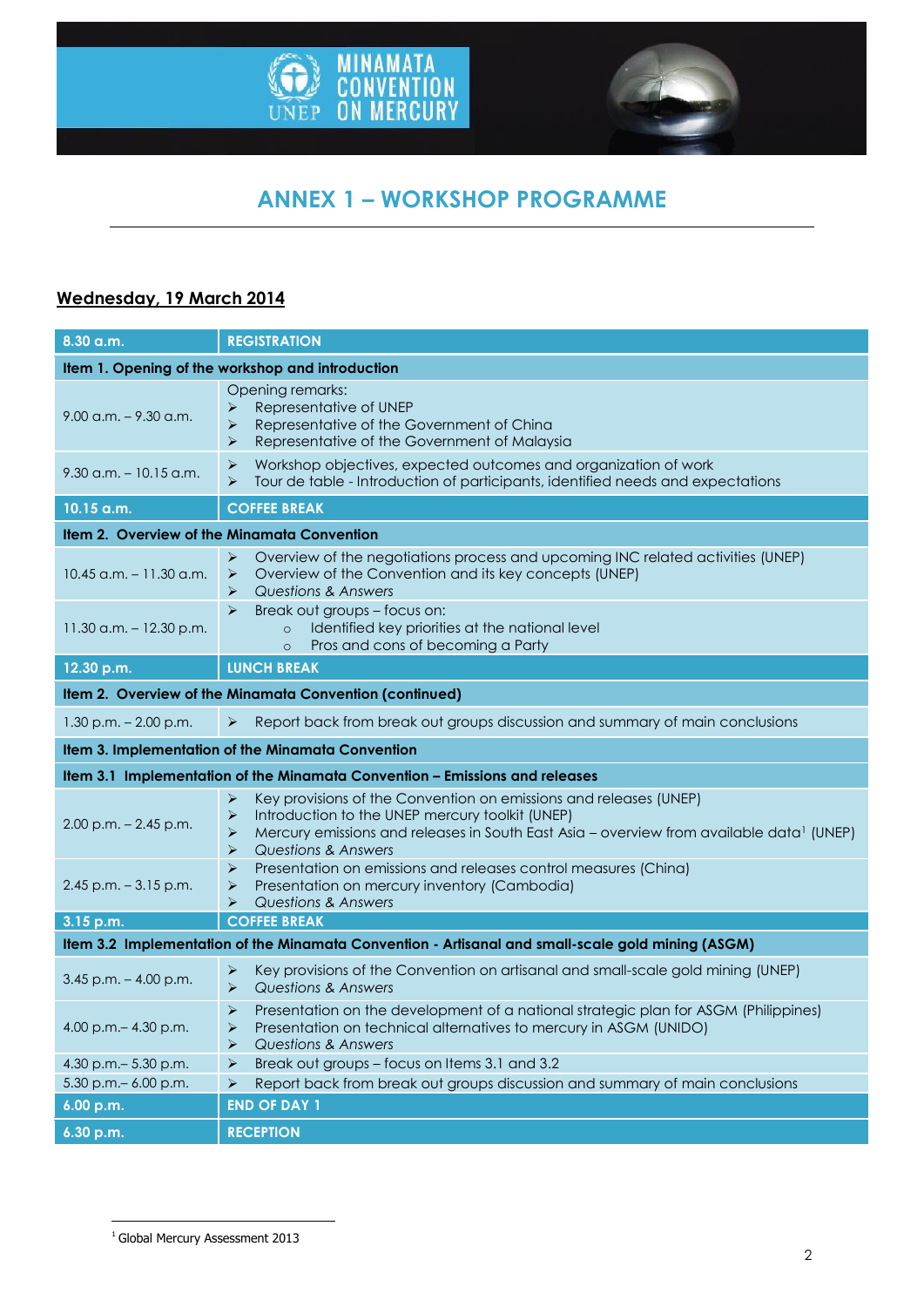# ANNEX 1 – WORKSHOP PROGRAMME

## Wednesday, 19 March 2014

| 8.30 a.m. | REGISTRATION |
|---|---|
| **Item 1. Opening of the workshop and introduction** | |
| 9.00 a.m. – 9.30 a.m. | Opening remarks: <br>➢ Representative of UNEP <br>➢ Representative of the Government of China <br>➢ Representative of the Government of Malaysia |
| 9.30 a.m. – 10.15 a.m. | ➢ Workshop objectives, expected outcomes and organization of work <br>➢ Tour de table - Introduction of participants, identified needs and expectations |
| **10.15 a.m.** | **COFFEE BREAK** |
| **Item 2. Overview of the Minamata Convention** | |
| 10.45 a.m. – 11.30 a.m. | ➢ Overview of the negotiations process and upcoming INC related activities (UNEP) <br>➢ Overview of the Convention and its key concepts (UNEP) <br>➢ *Questions & Answers* |
| 11.30 a.m. – 12.30 p.m. | ➢ Break out groups – focus on: <br>○ Identified key priorities at the national level <br>○ Pros and cons of becoming a Party |
| **12.30 p.m.** | **LUNCH BREAK** |
| **Item 2. Overview of the Minamata Convention (continued)** | |
| 1.30 p.m. – 2.00 p.m. | ➢ Report back from break out groups discussion and summary of main conclusions |
| **Item 3. Implementation of the Minamata Convention** | |
| **Item 3.1 Implementation of the Minamata Convention – Emissions and releases** | |
| 2.00 p.m. – 2.45 p.m. | ➢ Key provisions of the Convention on emissions and releases (UNEP) <br>➢ Introduction to the UNEP mercury toolkit (UNEP) <br>➢ Mercury emissions and releases in South East Asia – overview from available data[1] (UNEP) <br>➢ *Questions & Answers* |
| 2.45 p.m. – 3.15 p.m. | ➢ Presentation on emissions and releases control measures (China) <br>➢ Presentation on mercury inventory (Cambodia) <br>➢ *Questions & Answers* |
| **3.15 p.m.** | **COFFEE BREAK** |
| **Item 3.2 Implementation of the Minamata Convention - Artisanal and small-scale gold mining (ASGM)** | |
| 3.45 p.m. – 4.00 p.m. | ➢ Key provisions of the Convention on artisanal and small-scale gold mining (UNEP) <br>➢ *Questions & Answers* |
| 4.00 p.m.– 4.30 p.m. | ➢ Presentation on the development of a national strategic plan for ASGM (Philippines) <br>➢ Presentation on technical alternatives to mercury in ASGM (UNIDO) <br>➢ *Questions & Answers* |
| 4.30 p.m.– 5.30 p.m. | ➢ Break out groups – focus on Items 3.1 and 3.2 |
| 5.30 p.m.– 6.00 p.m. | ➢ Report back from break out groups discussion and summary of main conclusions |
| **6.00 p.m.** | **END OF DAY 1** |
| **6.30 p.m.** | **RECEPTION** |

[1] Global Mercury Assessment 2013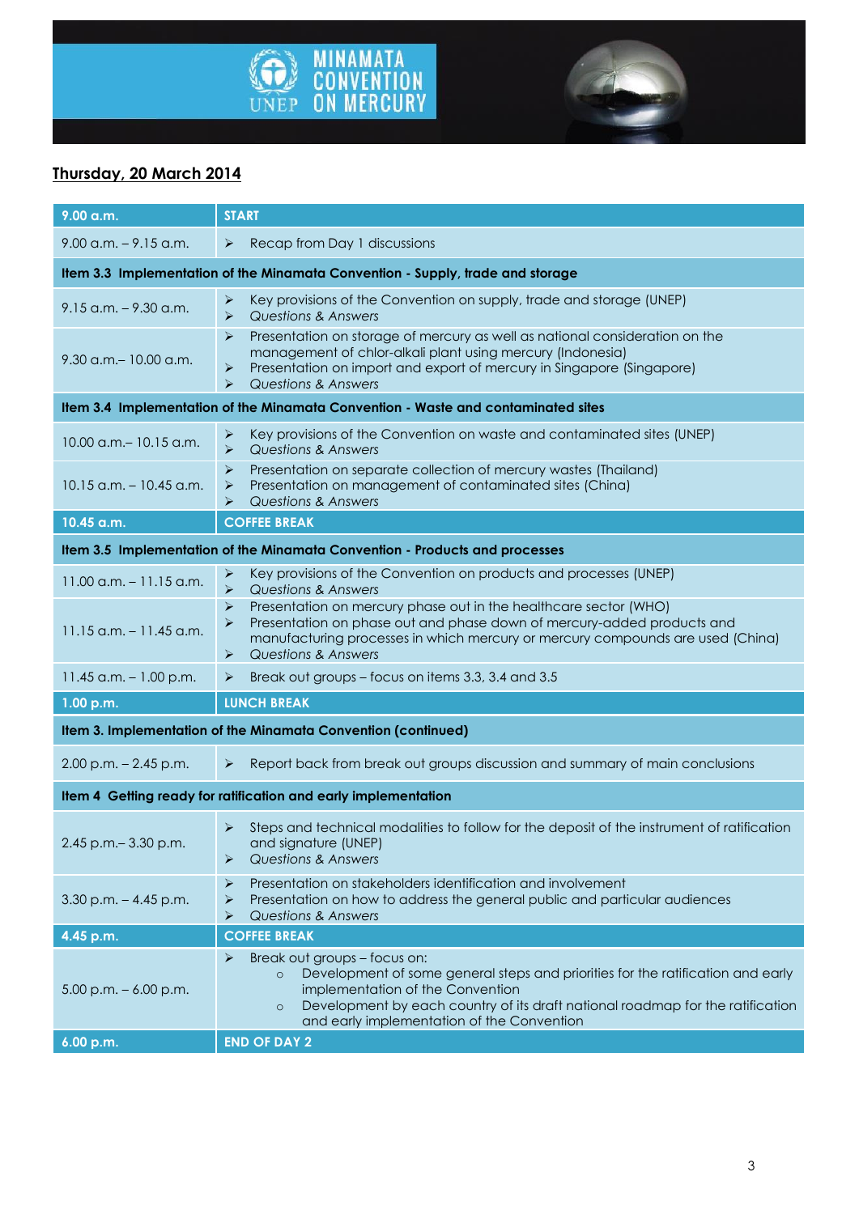## Thursday, 20 March 2014

| 9.00 a.m. | START |
|---|---|
| 9.00 a.m. – 9.15 a.m. | ➢ Recap from Day 1 discussions |
| **Item 3.3 Implementation of the Minamata Convention - Supply, trade and storage** | |
| 9.15 a.m. – 9.30 a.m. | ➢ Key provisions of the Convention on supply, trade and storage (UNEP)<br>➢ *Questions & Answers* |
| 9.30 a.m.– 10.00 a.m. | ➢ Presentation on storage of mercury as well as national consideration on the management of chlor-alkali plant using mercury (Indonesia)<br>➢ Presentation on import and export of mercury in Singapore (Singapore)<br>➢ *Questions & Answers* |
| **Item 3.4 Implementation of the Minamata Convention - Waste and contaminated sites** | |
| 10.00 a.m.– 10.15 a.m. | ➢ Key provisions of the Convention on waste and contaminated sites (UNEP)<br>➢ *Questions & Answers* |
| 10.15 a.m. – 10.45 a.m. | ➢ Presentation on separate collection of mercury wastes (Thailand)<br>➢ Presentation on management of contaminated sites (China)<br>➢ *Questions & Answers* |
| **10.45 a.m.** | **COFFEE BREAK** |
| **Item 3.5 Implementation of the Minamata Convention - Products and processes** | |
| 11.00 a.m. – 11.15 a.m. | ➢ Key provisions of the Convention on products and processes (UNEP)<br>➢ *Questions & Answers* |
| 11.15 a.m. – 11.45 a.m. | ➢ Presentation on mercury phase out in the healthcare sector (WHO)<br>➢ Presentation on phase out and phase down of mercury-added products and manufacturing processes in which mercury or mercury compounds are used (China)<br>➢ *Questions & Answers* |
| 11.45 a.m. – 1.00 p.m. | ➢ Break out groups – focus on items 3.3, 3.4 and 3.5 |
| **1.00 p.m.** | **LUNCH BREAK** |
| **Item 3. Implementation of the Minamata Convention (continued)** | |
| 2.00 p.m. – 2.45 p.m. | ➢ Report back from break out groups discussion and summary of main conclusions |
| **Item 4 Getting ready for ratification and early implementation** | |
| 2.45 p.m.– 3.30 p.m. | ➢ Steps and technical modalities to follow for the deposit of the instrument of ratification and signature (UNEP)<br>➢ *Questions & Answers* |
| 3.30 p.m. – 4.45 p.m. | ➢ Presentation on stakeholders identification and involvement<br>➢ Presentation on how to address the general public and particular audiences<br>➢ *Questions & Answers* |
| **4.45 p.m.** | **COFFEE BREAK** |
| 5.00 p.m. – 6.00 p.m. | ➢ Break out groups – focus on:<br>○ Development of some general steps and priorities for the ratification and early implementation of the Convention<br>○ Development by each country of its draft national roadmap for the ratification and early implementation of the Convention |
| **6.00 p.m.** | **END OF DAY 2** |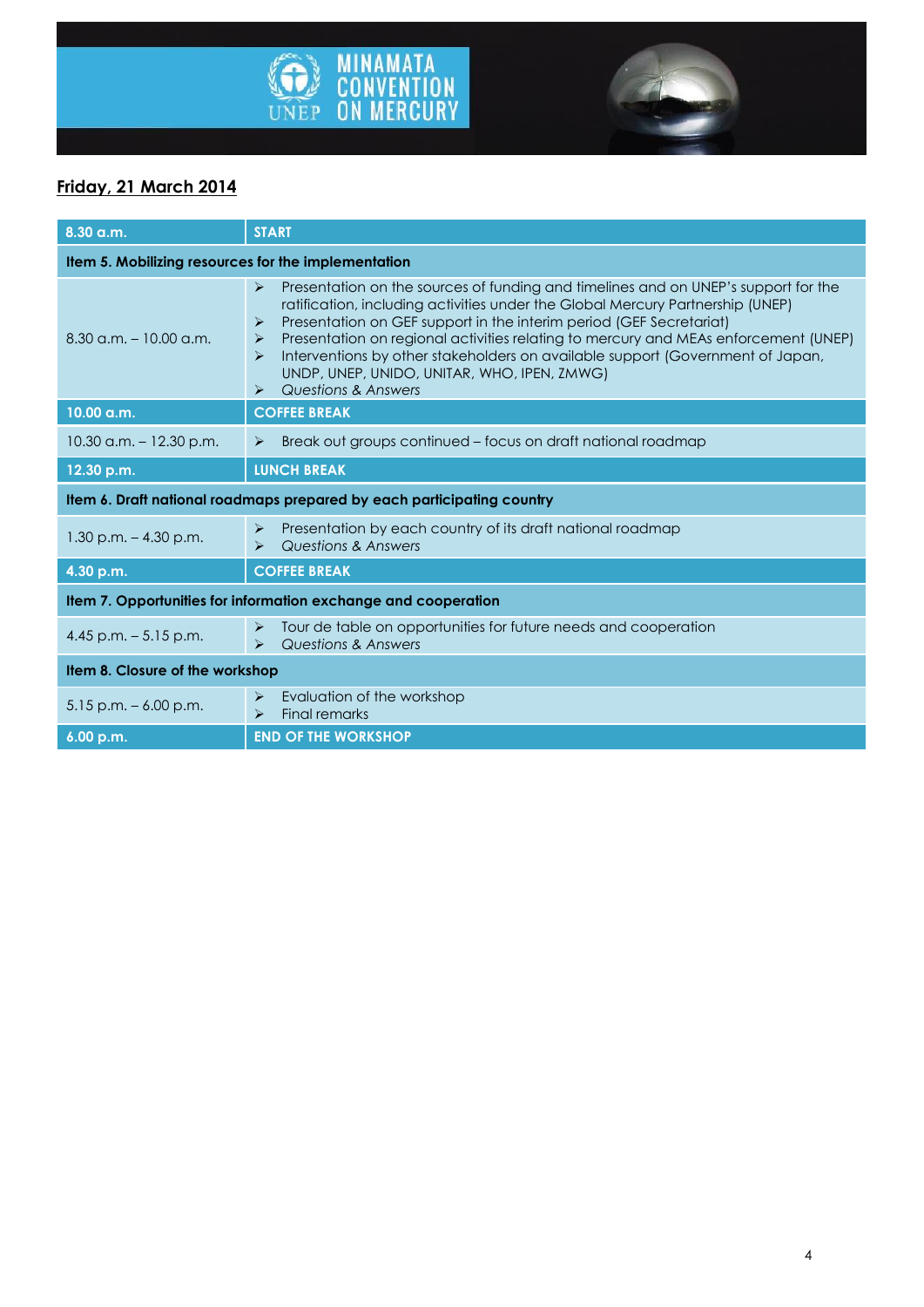## Friday, 21 March 2014

| 8.30 a.m. | START |
|---|---|
| **Item 5. Mobilizing resources for the implementation** | |
| 8.30 a.m. – 10.00 a.m. | ➢ Presentation on the sources of funding and timelines and on UNEP's support for the ratification, including activities under the Global Mercury Partnership (UNEP)<br>➢ Presentation on GEF support in the interim period (GEF Secretariat)<br>➢ Presentation on regional activities relating to mercury and MEAs enforcement (UNEP)<br>➢ Interventions by other stakeholders on available support (Government of Japan, UNDP, UNEP, UNIDO, UNITAR, WHO, IPEN, ZMWG)<br>➢ *Questions & Answers* |
| **10.00 a.m.** | **COFFEE BREAK** |
| 10.30 a.m. – 12.30 p.m. | ➢ Break out groups continued – focus on draft national roadmap |
| **12.30 p.m.** | **LUNCH BREAK** |
| **Item 6. Draft national roadmaps prepared by each participating country** | |
| 1.30 p.m. – 4.30 p.m. | ➢ Presentation by each country of its draft national roadmap<br>➢ *Questions & Answers* |
| **4.30 p.m.** | **COFFEE BREAK** |
| **Item 7. Opportunities for information exchange and cooperation** | |
| 4.45 p.m. – 5.15 p.m. | ➢ Tour de table on opportunities for future needs and cooperation<br>➢ *Questions & Answers* |
| **Item 8. Closure of the workshop** | |
| 5.15 p.m. – 6.00 p.m. | ➢ Evaluation of the workshop<br>➢ Final remarks |
| **6.00 p.m.** | **END OF THE WORKSHOP** |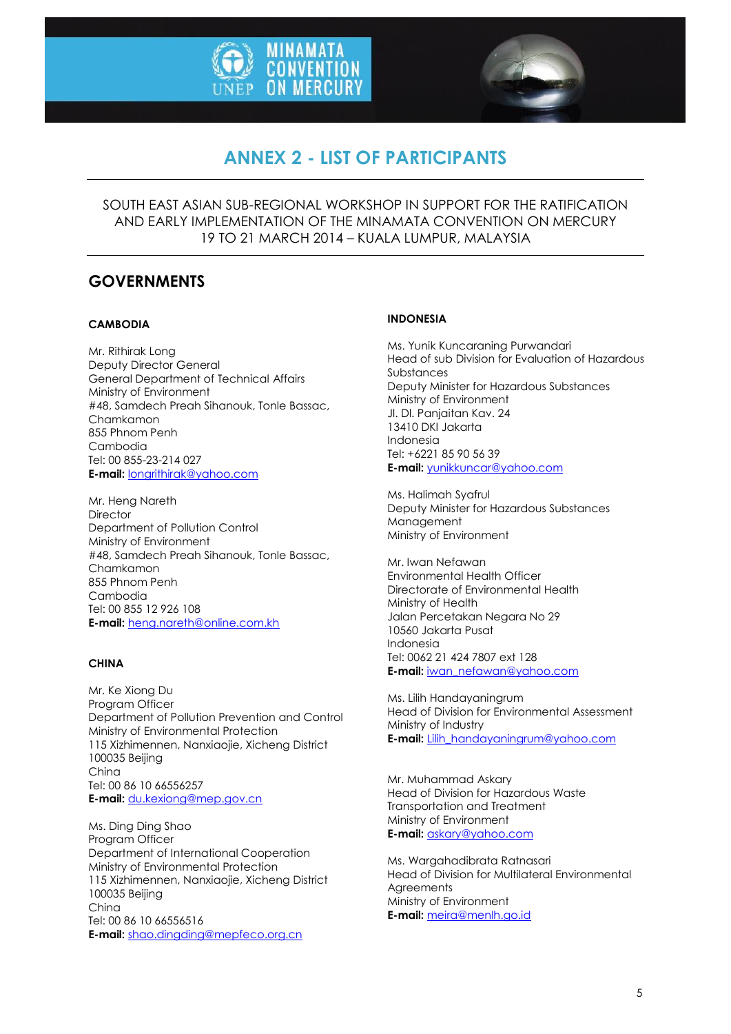# ANNEX 2 - LIST OF PARTICIPANTS

SOUTH EAST ASIAN SUB-REGIONAL WORKSHOP IN SUPPORT FOR THE RATIFICATION AND EARLY IMPLEMENTATION OF THE MINAMATA CONVENTION ON MERCURY
19 TO 21 MARCH 2014 – KUALA LUMPUR, MALAYSIA

## GOVERNMENTS

### CAMBODIA

Mr. Rithirak Long
Deputy Director General
General Department of Technical Affairs
Ministry of Environment
#48, Samdech Preah Sihanouk, Tonle Bassac, Chamkamon
855 Phnom Penh
Cambodia
Tel: 00 855-23-214 027
**E-mail:** longrithirak@yahoo.com

Mr. Heng Nareth
Director
Department of Pollution Control
Ministry of Environment
#48, Samdech Preah Sihanouk, Tonle Bassac, Chamkamon
855 Phnom Penh
Cambodia
Tel: 00 855 12 926 108
**E-mail:** heng.nareth@online.com.kh

### CHINA

Mr. Ke Xiong Du
Program Officer
Department of Pollution Prevention and Control
Ministry of Environmental Protection
115 Xizhimennen, Nanxiaojie, Xicheng District
100035 Beijing
China
Tel: 00 86 10 66556257
**E-mail:** du.kexiong@mep.gov.cn

Ms. Ding Ding Shao
Program Officer
Department of International Cooperation
Ministry of Environmental Protection
115 Xizhimennen, Nanxiaojie, Xicheng District
100035 Beijing
China
Tel: 00 86 10 66556516
**E-mail:** shao.dingding@mepfeco.org.cn

### INDONESIA

Ms. Yunik Kuncaraning Purwandari
Head of sub Division for Evaluation of Hazardous Substances
Deputy Minister for Hazardous Substances
Ministry of Environment
Jl. DI. Panjaitan Kav. 24
13410 DKI Jakarta
Indonesia
Tel: +6221 85 90 56 39
**E-mail:** yunikkuncar@yahoo.com

Ms. Halimah Syafrul
Deputy Minister for Hazardous Substances Management
Ministry of Environment

Mr. Iwan Nefawan
Environmental Health Officer
Directorate of Environmental Health
Ministry of Health
Jalan Percetakan Negara No 29
10560 Jakarta Pusat
Indonesia
Tel: 0062 21 424 7807 ext 128
**E-mail:** iwan_nefawan@yahoo.com

Ms. Lilih Handayaningrum
Head of Division for Environmental Assessment
Ministry of Industry
**E-mail:** Lilih_handayaningrum@yahoo.com

Mr. Muhammad Askary
Head of Division for Hazardous Waste Transportation and Treatment
Ministry of Environment
**E-mail:** askary@yahoo.com

Ms. Wargahadibrata Ratnasari
Head of Division for Multilateral Environmental Agreements
Ministry of Environment
**E-mail:** meira@menlh.go.id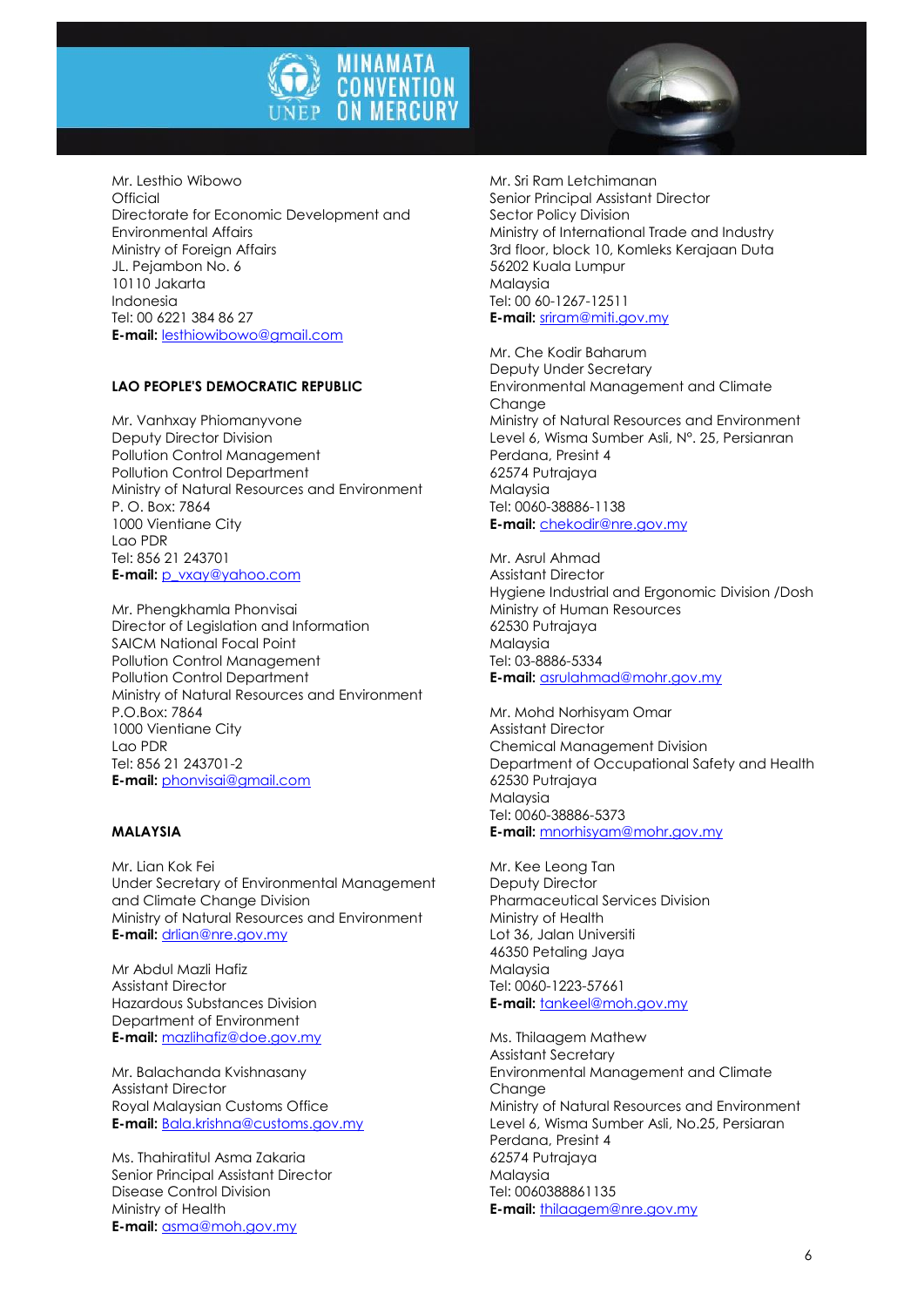Mr. Lesthio Wibowo
Official
Directorate for Economic Development and Environmental Affairs
Ministry of Foreign Affairs
JL. Pejambon No. 6
10110 Jakarta
Indonesia
Tel: 00 6221 384 86 27
**E-mail:** lesthiowibowo@gmail.com

**LAO PEOPLE'S DEMOCRATIC REPUBLIC**

Mr. Vanhxay Phiomanyvone
Deputy Director Division
Pollution Control Management
Pollution Control Department
Ministry of Natural Resources and Environment
P. O. Box: 7864
1000 Vientiane City
Lao PDR
Tel: 856 21 243701
**E-mail:** p_vxay@yahoo.com

Mr. Phengkhamla Phonvisai
Director of Legislation and Information
SAICM National Focal Point
Pollution Control Management
Pollution Control Department
Ministry of Natural Resources and Environment
P.O.Box: 7864
1000 Vientiane City
Lao PDR
Tel: 856 21 243701-2
**E-mail:** phonvisai@gmail.com

**MALAYSIA**

Mr. Lian Kok Fei
Under Secretary of Environmental Management and Climate Change Division
Ministry of Natural Resources and Environment
**E-mail:** drlian@nre.gov.my

Mr Abdul Mazli Hafiz
Assistant Director
Hazardous Substances Division
Department of Environment
**E-mail:** mazlihafiz@doe.gov.my

Mr. Balachanda Kvishnasany
Assistant Director
Royal Malaysian Customs Office
**E-mail:** Bala.krishna@customs.gov.my

Ms. Thahiratitul Asma Zakaria
Senior Principal Assistant Director
Disease Control Division
Ministry of Health
**E-mail:** asma@moh.gov.my

Mr. Sri Ram Letchimanan
Senior Principal Assistant Director
Sector Policy Division
Ministry of International Trade and Industry
3rd floor, block 10, Komleks Kerajaan Duta
56202 Kuala Lumpur
Malaysia
Tel: 00 60-1267-12511
**E-mail:** sriram@miti.gov.my

Mr. Che Kodir Baharum
Deputy Under Secretary
Environmental Management and Climate Change
Ministry of Natural Resources and Environment
Level 6, Wisma Sumber Asli, N°. 25, Persianran Perdana, Presint 4
62574 Putrajaya
Malaysia
Tel: 0060-38886-1138
**E-mail:** chekodir@nre.gov.my

Mr. Asrul Ahmad
Assistant Director
Hygiene Industrial and Ergonomic Division /Dosh
Ministry of Human Resources
62530 Putrajaya
Malaysia
Tel: 03-8886-5334
**E-mail:** asrulahmad@mohr.gov.my

Mr. Mohd Norhisyam Omar
Assistant Director
Chemical Management Division
Department of Occupational Safety and Health
62530 Putrajaya
Malaysia
Tel: 0060-38886-5373
**E-mail:** mnorhisyam@mohr.gov.my

Mr. Kee Leong Tan
Deputy Director
Pharmaceutical Services Division
Ministry of Health
Lot 36, Jalan Universiti
46350 Petaling Jaya
Malaysia
Tel: 0060-1223-57661
**E-mail:** tankeel@moh.gov.my

Ms. Thilaagem Mathew
Assistant Secretary
Environmental Management and Climate Change
Ministry of Natural Resources and Environment
Level 6, Wisma Sumber Asli, No.25, Persiaran Perdana, Presint 4
62574 Putrajaya
Malaysia
Tel: 0060388861135
**E-mail:** thilaagem@nre.gov.my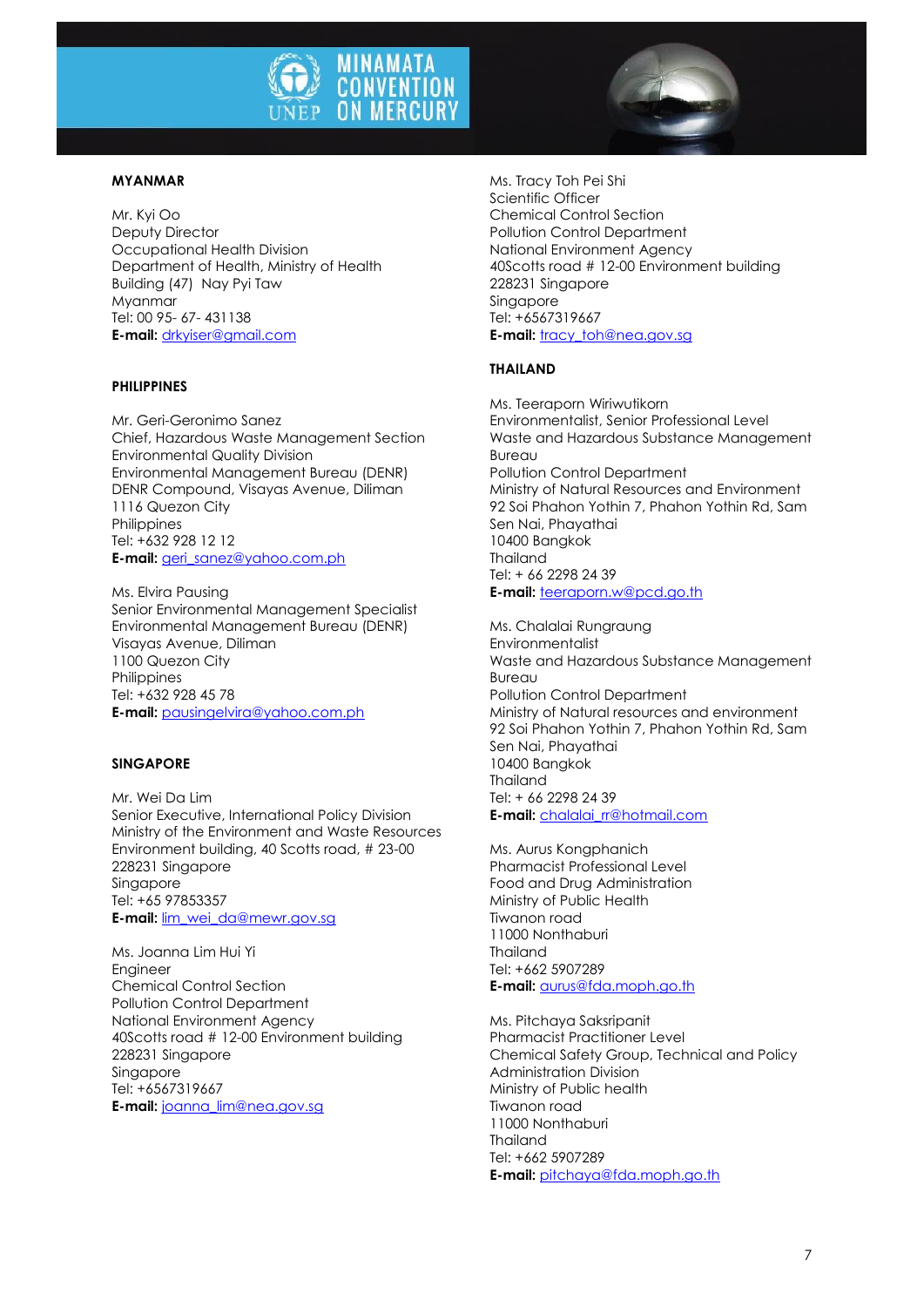**MYANMAR**

Mr. Kyi Oo
Deputy Director
Occupational Health Division
Department of Health, Ministry of Health
Building (47) Nay Pyi Taw
Myanmar
Tel: 00 95- 67- 431138
**E-mail:** drkyiser@gmail.com

**PHILIPPINES**

Mr. Geri-Geronimo Sanez
Chief, Hazardous Waste Management Section
Environmental Quality Division
Environmental Management Bureau (DENR)
DENR Compound, Visayas Avenue, Diliman
1116 Quezon City
Philippines
Tel: +632 928 12 12
**E-mail:** geri_sanez@yahoo.com.ph

Ms. Elvira Pausing
Senior Environmental Management Specialist
Environmental Management Bureau (DENR)
Visayas Avenue, Diliman
1100 Quezon City
Philippines
Tel: +632 928 45 78
**E-mail:** pausingelvira@yahoo.com.ph

**SINGAPORE**

Mr. Wei Da Lim
Senior Executive, International Policy Division
Ministry of the Environment and Waste Resources
Environment building, 40 Scotts road, # 23-00
228231 Singapore
Singapore
Tel: +65 97853357
**E-mail:** lim_wei_da@mewr.gov.sg

Ms. Joanna Lim Hui Yi
Engineer
Chemical Control Section
Pollution Control Department
National Environment Agency
40Scotts road # 12-00 Environment building
228231 Singapore
Singapore
Tel: +6567319667
**E-mail:** joanna_lim@nea.gov.sg

Ms. Tracy Toh Pei Shi
Scientific Officer
Chemical Control Section
Pollution Control Department
National Environment Agency
40Scotts road # 12-00 Environment building
228231 Singapore
Singapore
Tel: +6567319667
**E-mail:** tracy_toh@nea.gov.sg

**THAILAND**

Ms. Teeraporn Wiriwutikorn
Environmentalist, Senior Professional Level
Waste and Hazardous Substance Management Bureau
Pollution Control Department
Ministry of Natural Resources and Environment
92 Soi Phahon Yothin 7, Phahon Yothin Rd, Sam Sen Nai, Phayathai
10400 Bangkok
Thailand
Tel: + 66 2298 24 39
**E-mail:** teeraporn.w@pcd.go.th

Ms. Chalalai Rungraung
Environmentalist
Waste and Hazardous Substance Management Bureau
Pollution Control Department
Ministry of Natural resources and environment
92 Soi Phahon Yothin 7, Phahon Yothin Rd, Sam Sen Nai, Phayathai
10400 Bangkok
Thailand
Tel: + 66 2298 24 39
**E-mail:** chalalai_rr@hotmail.com

Ms. Aurus Kongphanich
Pharmacist Professional Level
Food and Drug Administration
Ministry of Public Health
Tiwanon road
11000 Nonthaburi
Thailand
Tel: +662 5907289
**E-mail:** aurus@fda.moph.go.th

Ms. Pitchaya Saksripanit
Pharmacist Practitioner Level
Chemical Safety Group, Technical and Policy Administration Division
Ministry of Public health
Tiwanon road
11000 Nonthaburi
Thailand
Tel: +662 5907289
**E-mail:** pitchaya@fda.moph.go.th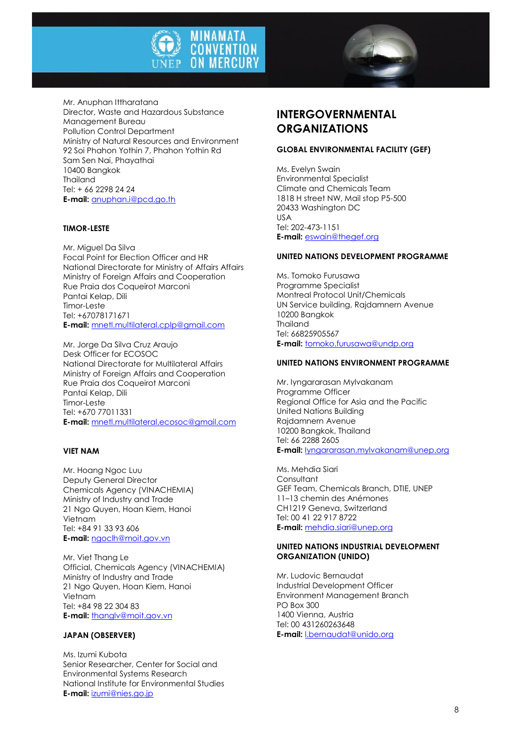Mr. Anuphan Ittharatana
Director, Waste and Hazardous Substance Management Bureau
Pollution Control Department
Ministry of Natural Resources and Environment
92 Soi Phahon Yothin 7, Phahon Yothin Rd
Sam Sen Nai, Phayathai
10400 Bangkok
Thailand
Tel: + 66 2298 24 24
**E-mail:** anuphan.i@pcd.go.th

### TIMOR-LESTE

Mr. Miguel Da Silva
Focal Point for Election Officer and HR
National Directorate for Ministry of Affairs Affairs
Ministry of Foreign Affairs and Cooperation
Rue Praia dos Coqueirot Marconi
Pantai Kelap, Dili
Timor-Leste
Tel: +67078171671
**E-mail:** mnetl.multilateral.cplp@gmail.com

Mr. Jorge Da Silva Cruz Araujo
Desk Officer for ECOSOC
National Directorate for Multilateral Affairs
Ministry of Foreign Affairs and Cooperation
Rue Praia dos Coqueirot Marconi
Pantai Kelap, Dili
Timor-Leste
Tel: +670 77011331
**E-mail:** mnetl.multilateral.ecosoc@gmail.com

### VIET NAM

Mr. Hoang Ngoc Luu
Deputy General Director
Chemicals Agency (VINACHEMIA)
Ministry of Industry and Trade
21 Ngo Quyen, Hoan Kiem, Hanoi
Vietnam
Tel: +84 91 33 93 606
**E-mail:** ngoclh@moit.gov.vn

Mr. Viet Thang Le
Official, Chemicals Agency (VINACHEMIA)
Ministry of Industry and Trade
21 Ngo Quyen, Hoan Kiem, Hanoi
Vietnam
Tel: +84 98 22 304 83
**E-mail:** thanglv@moit.gov.vn

### JAPAN (OBSERVER)

Ms. Izumi Kubota
Senior Researcher, Center for Social and Environmental Systems Research
National Institute for Environmental Studies
**E-mail:** izumi@nies.go.jp

## INTERGOVERNMENTAL ORGANIZATIONS

### GLOBAL ENVIRONMENTAL FACILITY (GEF)

Ms. Evelyn Swain
Environmental Specialist
Climate and Chemicals Team
1818 H street NW, Mail stop P5-500
20433 Washington DC
USA
Tel: 202-473-1151
**E-mail:** eswain@thegef.org

### UNITED NATIONS DEVELOPMENT PROGRAMME

Ms. Tomoko Furusawa
Programme Specialist
Montreal Protocol Unit/Chemicals
UN Service building, Rajdamnern Avenue
10200 Bangkok
Thailand
Tel: 66825905567
**E-mail:** tomoko.furusawa@undp.org

### UNITED NATIONS ENVIRONMENT PROGRAMME

Mr. Iyngararasan Mylvakanam
Programme Officer
Regional Office for Asia and the Pacific
United Nations Building
Rajdamnern Avenue
10200 Bangkok, Thailand
Tel: 66 2288 2605
**E-mail:** Iyngararasan.mylvakanam@unep.org

Ms. Mehdia Siari
Consultant
GEF Team, Chemicals Branch, DTIE, UNEP
11–13 chemin des Anémones
CH1219 Geneva, Switzerland
Tel: 00 41 22 917 8722
**E-mail:** mehdia.siari@unep.org

### UNITED NATIONS INDUSTRIAL DEVELOPMENT ORGANIZATION (UNIDO)

Mr. Ludovic Bernaudat
Industrial Development Officer
Environment Management Branch
PO Box 300
1400 Vienna, Austria
Tel: 00 431260263648
**E-mail:** l.bernaudat@unido.org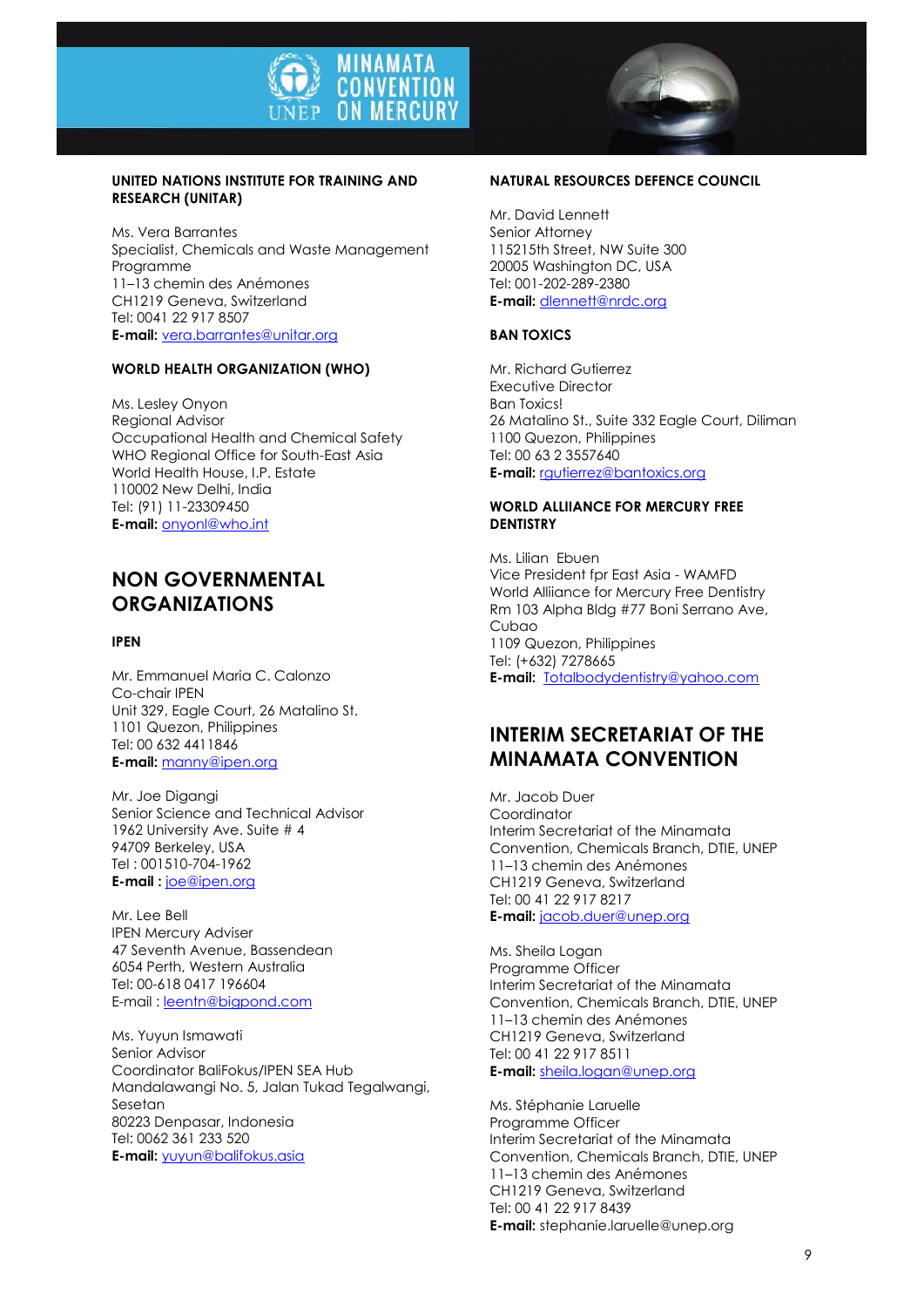**UNITED NATIONS INSTITUTE FOR TRAINING AND RESEARCH (UNITAR)**

Ms. Vera Barrantes
Specialist, Chemicals and Waste Management Programme
11–13 chemin des Anémones
CH1219 Geneva, Switzerland
Tel: 0041 22 917 8507
**E-mail:** vera.barrantes@unitar.org

**WORLD HEALTH ORGANIZATION (WHO)**

Ms. Lesley Onyon
Regional Advisor
Occupational Health and Chemical Safety
WHO Regional Office for South-East Asia
World Health House, I.P. Estate
110002 New Delhi, India
Tel: (91) 11-23309450
**E-mail:** onyonl@who.int

## NON GOVERNMENTAL ORGANIZATIONS

**IPEN**

Mr. Emmanuel Maria C. Calonzo
Co-chair IPEN
Unit 329, Eagle Court, 26 Matalino St.
1101 Quezon, Philippines
Tel: 00 632 4411846
**E-mail:** manny@ipen.org

Mr. Joe Digangi
Senior Science and Technical Advisor
1962 University Ave. Suite # 4
94709 Berkeley, USA
Tel : 001510-704-1962
**E-mail :** joe@ipen.org

Mr. Lee Bell
IPEN Mercury Adviser
47 Seventh Avenue, Bassendean
6054 Perth, Western Australia
Tel: 00-618 0417 196604
E-mail : leentn@bigpond.com

Ms. Yuyun Ismawati
Senior Advisor
Coordinator BaliFokus/IPEN SEA Hub
Mandalawangi No. 5, Jalan Tukad Tegalwangi, Sesetan
80223 Denpasar, Indonesia
Tel: 0062 361 233 520
**E-mail:** yuyun@balifokus.asia

**NATURAL RESOURCES DEFENCE COUNCIL**

Mr. David Lennett
Senior Attorney
115215th Street, NW Suite 300
20005 Washington DC, USA
Tel: 001-202-289-2380
**E-mail:** dlennett@nrdc.org

**BAN TOXICS**

Mr. Richard Gutierrez
Executive Director
Ban Toxics!
26 Matalino St., Suite 332 Eagle Court, Diliman
1100 Quezon, Philippines
Tel: 00 63 2 3557640
**E-mail:** rgutierrez@bantoxics.org

**WORLD ALLIIANCE FOR MERCURY FREE DENTISTRY**

Ms. Lilian Ebuen
Vice President fpr East Asia - WAMFD
World Alliiance for Mercury Free Dentistry
Rm 103 Alpha Bldg #77 Boni Serrano Ave, Cubao
1109 Quezon, Philippines
Tel: (+632) 7278665
**E-mail:** Totalbodydentistry@yahoo.com

## INTERIM SECRETARIAT OF THE MINAMATA CONVENTION

Mr. Jacob Duer
Coordinator
Interim Secretariat of the Minamata Convention, Chemicals Branch, DTIE, UNEP
11–13 chemin des Anémones
CH1219 Geneva, Switzerland
Tel: 00 41 22 917 8217
**E-mail:** jacob.duer@unep.org

Ms. Sheila Logan
Programme Officer
Interim Secretariat of the Minamata Convention, Chemicals Branch, DTIE, UNEP
11–13 chemin des Anémones
CH1219 Geneva, Switzerland
Tel: 00 41 22 917 8511
**E-mail:** sheila.logan@unep.org

Ms. Stéphanie Laruelle
Programme Officer
Interim Secretariat of the Minamata Convention, Chemicals Branch, DTIE, UNEP
11–13 chemin des Anémones
CH1219 Geneva, Switzerland
Tel: 00 41 22 917 8439
**E-mail:** stephanie.laruelle@unep.org